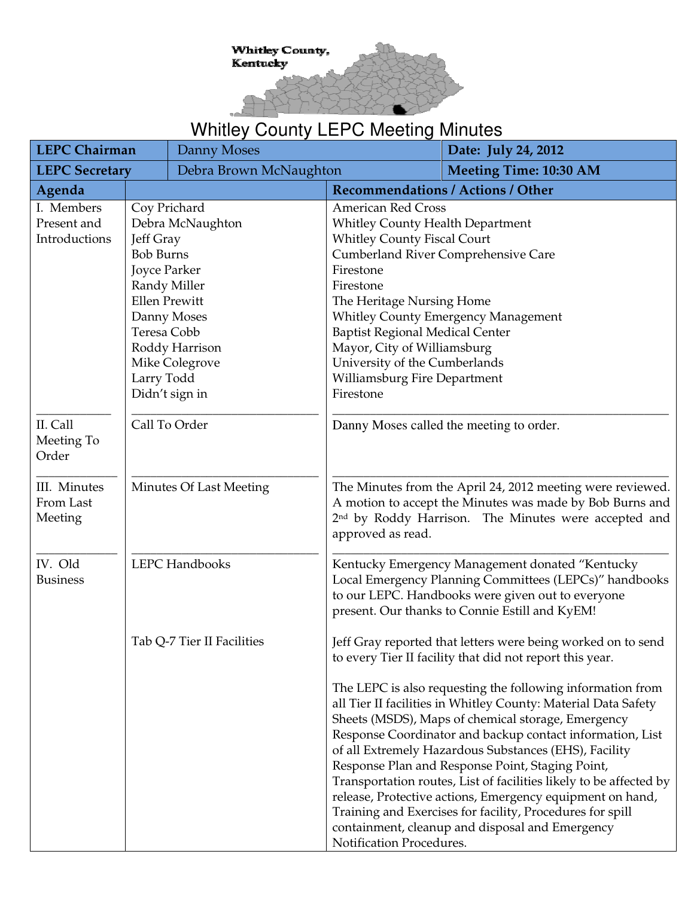Whitley County, Kentucky

# Whitley County LEPC Meeting Minutes

| **LEPC Chairman** | Danny Moses | **Date: July 24, 2012** |
|---|---|---|
| **LEPC Secretary** | Debra Brown McNaughton | **Meeting Time: 10:30 AM** |

| **Agenda** | | **Recommendations / Actions / Other** |
|---|---|---|
| I. Members Present and Introductions | Coy Prichard | American Red Cross |
| | Debra McNaughton | Whitley County Health Department |
| | Jeff Gray | Whitley County Fiscal Court |
| | Bob Burns | Cumberland River Comprehensive Care |
| | Joyce Parker | Firestone |
| | Randy Miller | Firestone |
| | Ellen Prewitt | The Heritage Nursing Home |
| | Danny Moses | Whitley County Emergency Management |
| | Teresa Cobb | Baptist Regional Medical Center |
| | Roddy Harrison | Mayor, City of Williamsburg |
| | Mike Colegrove | University of the Cumberlands |
| | Larry Todd | Williamsburg Fire Department |
| | Didn't sign in | Firestone |
| II. Call Meeting To Order | Call To Order | Danny Moses called the meeting to order. |
| III. Minutes From Last Meeting | Minutes Of Last Meeting | The Minutes from the April 24, 2012 meeting were reviewed. A motion to accept the Minutes was made by Bob Burns and 2nd by Roddy Harrison. The Minutes were accepted and approved as read. |
| IV. Old Business | LEPC Handbooks | Kentucky Emergency Management donated "Kentucky Local Emergency Planning Committees (LEPCs)" handbooks to our LEPC. Handbooks were given out to everyone present. Our thanks to Connie Estill and KyEM! |
| | Tab Q-7 Tier II Facilities | Jeff Gray reported that letters were being worked on to send to every Tier II facility that did not report this year.<br><br>The LEPC is also requesting the following information from all Tier II facilities in Whitley County: Material Data Safety Sheets (MSDS), Maps of chemical storage, Emergency Response Coordinator and backup contact information, List of all Extremely Hazardous Substances (EHS), Facility Response Plan and Response Point, Staging Point, Transportation routes, List of facilities likely to be affected by release, Protective actions, Emergency equipment on hand, Training and Exercises for facility, Procedures for spill containment, cleanup and disposal and Emergency Notification Procedures. |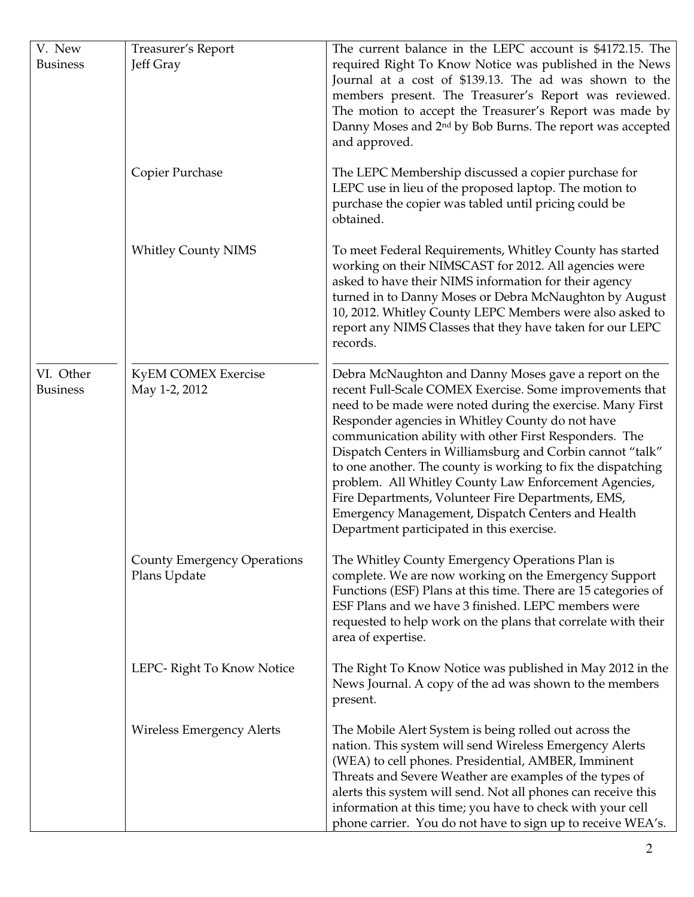| V. New Business | Treasurer's Report Jeff Gray | The current balance in the LEPC account is $4172.15. The required Right To Know Notice was published in the News Journal at a cost of $139.13. The ad was shown to the members present. The Treasurer's Report was reviewed. The motion to accept the Treasurer's Report was made by Danny Moses and 2nd by Bob Burns. The report was accepted and approved. |
|---|---|---|
| | Copier Purchase | The LEPC Membership discussed a copier purchase for LEPC use in lieu of the proposed laptop. The motion to purchase the copier was tabled until pricing could be obtained. |
| | Whitley County NIMS | To meet Federal Requirements, Whitley County has started working on their NIMSCAST for 2012. All agencies were asked to have their NIMS information for their agency turned in to Danny Moses or Debra McNaughton by August 10, 2012. Whitley County LEPC Members were also asked to report any NIMS Classes that they have taken for our LEPC records. |
| VI. Other Business | KyEM COMEX Exercise May 1-2, 2012 | Debra McNaughton and Danny Moses gave a report on the recent Full-Scale COMEX Exercise. Some improvements that need to be made were noted during the exercise. Many First Responder agencies in Whitley County do not have communication ability with other First Responders. The Dispatch Centers in Williamsburg and Corbin cannot "talk" to one another. The county is working to fix the dispatching problem. All Whitley County Law Enforcement Agencies, Fire Departments, Volunteer Fire Departments, EMS, Emergency Management, Dispatch Centers and Health Department participated in this exercise. |
| | County Emergency Operations Plans Update | The Whitley County Emergency Operations Plan is complete. We are now working on the Emergency Support Functions (ESF) Plans at this time. There are 15 categories of ESF Plans and we have 3 finished. LEPC members were requested to help work on the plans that correlate with their area of expertise. |
| | LEPC- Right To Know Notice | The Right To Know Notice was published in May 2012 in the News Journal. A copy of the ad was shown to the members present. |
| | Wireless Emergency Alerts | The Mobile Alert System is being rolled out across the nation. This system will send Wireless Emergency Alerts (WEA) to cell phones. Presidential, AMBER, Imminent Threats and Severe Weather are examples of the types of alerts this system will send. Not all phones can receive this information at this time; you have to check with your cell phone carrier. You do not have to sign up to receive WEA's. |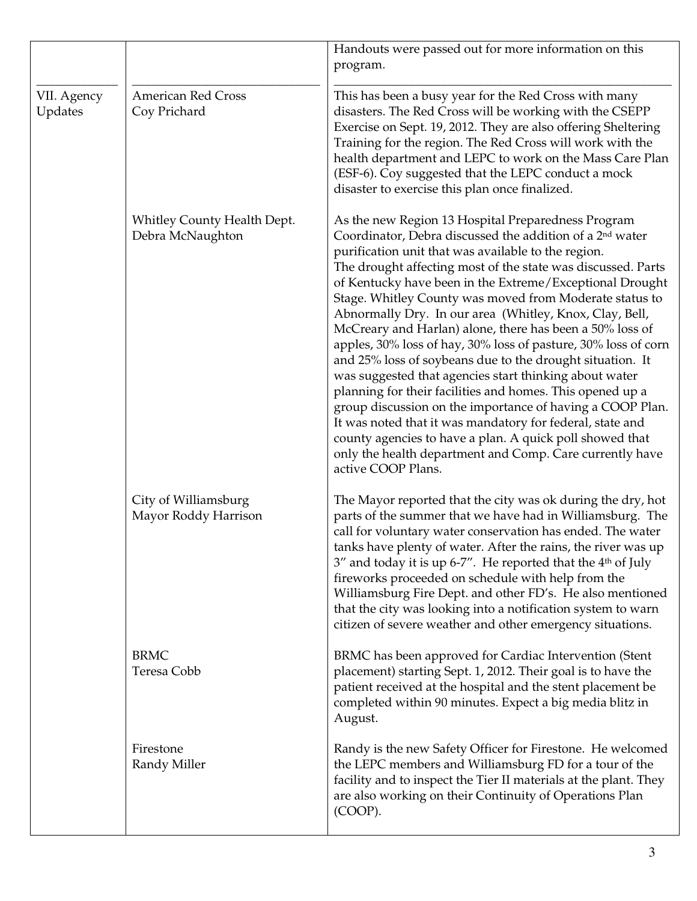| | | |
|---|---|---|
| | | Handouts were passed out for more information on this program. |
| VII. Agency Updates | American Red Cross<br>Coy Prichard | This has been a busy year for the Red Cross with many disasters. The Red Cross will be working with the CSEPP Exercise on Sept. 19, 2012. They are also offering Sheltering Training for the region. The Red Cross will work with the health department and LEPC to work on the Mass Care Plan (ESF-6). Coy suggested that the LEPC conduct a mock disaster to exercise this plan once finalized. |
| | Whitley County Health Dept.<br>Debra McNaughton | As the new Region 13 Hospital Preparedness Program Coordinator, Debra discussed the addition of a 2nd water purification unit that was available to the region.<br>The drought affecting most of the state was discussed. Parts of Kentucky have been in the Extreme/Exceptional Drought Stage. Whitley County was moved from Moderate status to Abnormally Dry. In our area (Whitley, Knox, Clay, Bell, McCreary and Harlan) alone, there has been a 50% loss of apples, 30% loss of hay, 30% loss of pasture, 30% loss of corn and 25% loss of soybeans due to the drought situation. It was suggested that agencies start thinking about water planning for their facilities and homes. This opened up a group discussion on the importance of having a COOP Plan. It was noted that it was mandatory for federal, state and county agencies to have a plan. A quick poll showed that only the health department and Comp. Care currently have active COOP Plans. |
| | City of Williamsburg<br>Mayor Roddy Harrison | The Mayor reported that the city was ok during the dry, hot parts of the summer that we have had in Williamsburg. The call for voluntary water conservation has ended. The water tanks have plenty of water. After the rains, the river was up 3" and today it is up 6-7". He reported that the 4th of July fireworks proceeded on schedule with help from the Williamsburg Fire Dept. and other FD's. He also mentioned that the city was looking into a notification system to warn citizen of severe weather and other emergency situations. |
| | BRMC<br>Teresa Cobb | BRMC has been approved for Cardiac Intervention (Stent placement) starting Sept. 1, 2012. Their goal is to have the patient received at the hospital and the stent placement be completed within 90 minutes. Expect a big media blitz in August. |
| | Firestone<br>Randy Miller | Randy is the new Safety Officer for Firestone. He welcomed the LEPC members and Williamsburg FD for a tour of the facility and to inspect the Tier II materials at the plant. They are also working on their Continuity of Operations Plan (COOP). |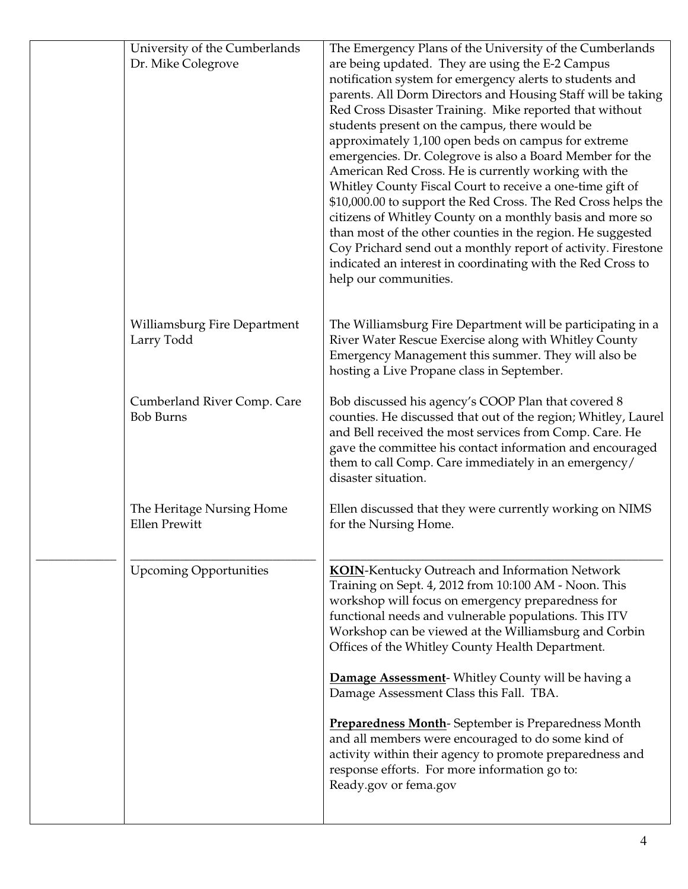| | | |
|---|---|---|
| | University of the Cumberlands<br>Dr. Mike Colegrove | The Emergency Plans of the University of the Cumberlands are being updated. They are using the E-2 Campus notification system for emergency alerts to students and parents. All Dorm Directors and Housing Staff will be taking Red Cross Disaster Training. Mike reported that without students present on the campus, there would be approximately 1,100 open beds on campus for extreme emergencies. Dr. Colegrove is also a Board Member for the American Red Cross. He is currently working with the Whitley County Fiscal Court to receive a one-time gift of $10,000.00 to support the Red Cross. The Red Cross helps the citizens of Whitley County on a monthly basis and more so than most of the other counties in the region. He suggested Coy Prichard send out a monthly report of activity. Firestone indicated an interest in coordinating with the Red Cross to help our communities. |
| | Williamsburg Fire Department<br>Larry Todd | The Williamsburg Fire Department will be participating in a River Water Rescue Exercise along with Whitley County Emergency Management this summer. They will also be hosting a Live Propane class in September. |
| | Cumberland River Comp. Care<br>Bob Burns | Bob discussed his agency's COOP Plan that covered 8 counties. He discussed that out of the region; Whitley, Laurel and Bell received the most services from Comp. Care. He gave the committee his contact information and encouraged them to call Comp. Care immediately in an emergency/ disaster situation. |
| | The Heritage Nursing Home<br>Ellen Prewitt | Ellen discussed that they were currently working on NIMS for the Nursing Home. |
| | Upcoming Opportunities | **KOIN**-Kentucky Outreach and Information Network Training on Sept. 4, 2012 from 10:100 AM - Noon. This workshop will focus on emergency preparedness for functional needs and vulnerable populations. This ITV Workshop can be viewed at the Williamsburg and Corbin Offices of the Whitley County Health Department.<br><br>**Damage Assessment**- Whitley County will be having a Damage Assessment Class this Fall. TBA.<br><br>**Preparedness Month**- September is Preparedness Month and all members were encouraged to do some kind of activity within their agency to promote preparedness and response efforts. For more information go to: Ready.gov or fema.gov |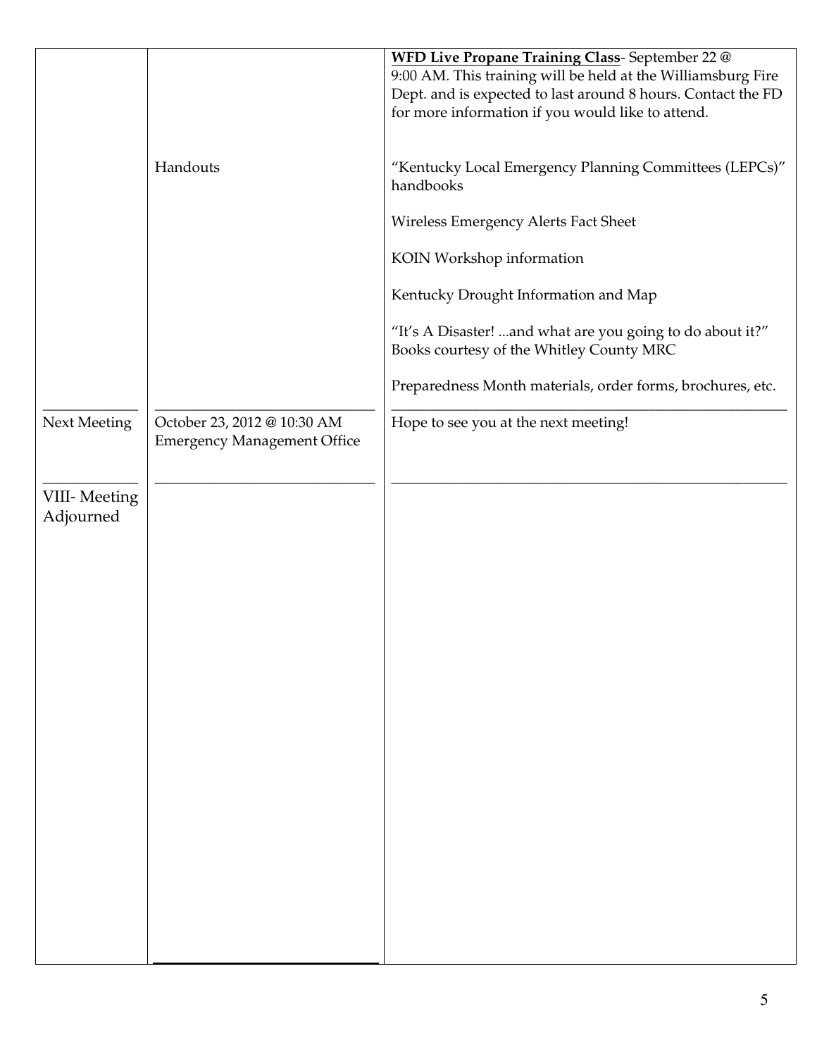| | | |
|---|---|---|
| | | **WFD Live Propane Training Class**- September 22 @ 9:00 AM. This training will be held at the Williamsburg Fire Dept. and is expected to last around 8 hours. Contact the FD for more information if you would like to attend. |
| | Handouts | "Kentucky Local Emergency Planning Committees (LEPCs)" handbooks<br><br>Wireless Emergency Alerts Fact Sheet<br><br>KOIN Workshop information<br><br>Kentucky Drought Information and Map<br><br>"It's A Disaster! ...and what are you going to do about it?" Books courtesy of the Whitley County MRC<br><br>Preparedness Month materials, order forms, brochures, etc. |
| Next Meeting | October 23, 2012 @ 10:30 AM<br>Emergency Management Office | Hope to see you at the next meeting! |
| VIII- Meeting Adjourned | | |